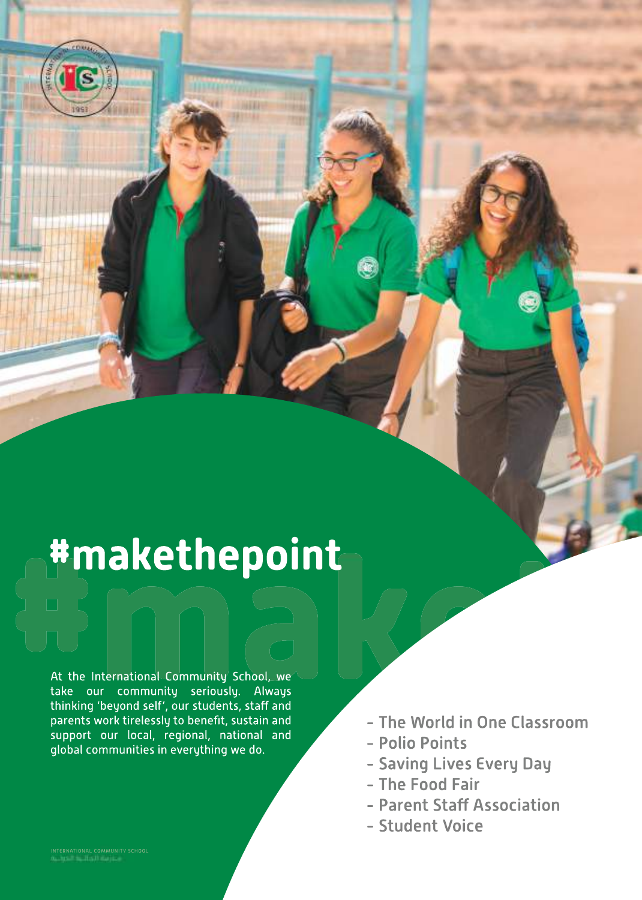# #makethepoint

At the International Community School, we take our community seriously. Always thinking 'beyond self', our students, staff and parents work tirelessly to benefit, sustain and support our local, regional, national and global communities in everything we do.

- The World in One Classroom
- Polio Points
- Saving Lives Every Day
- The Food Fair
- Parent Staff Association
- Student Voice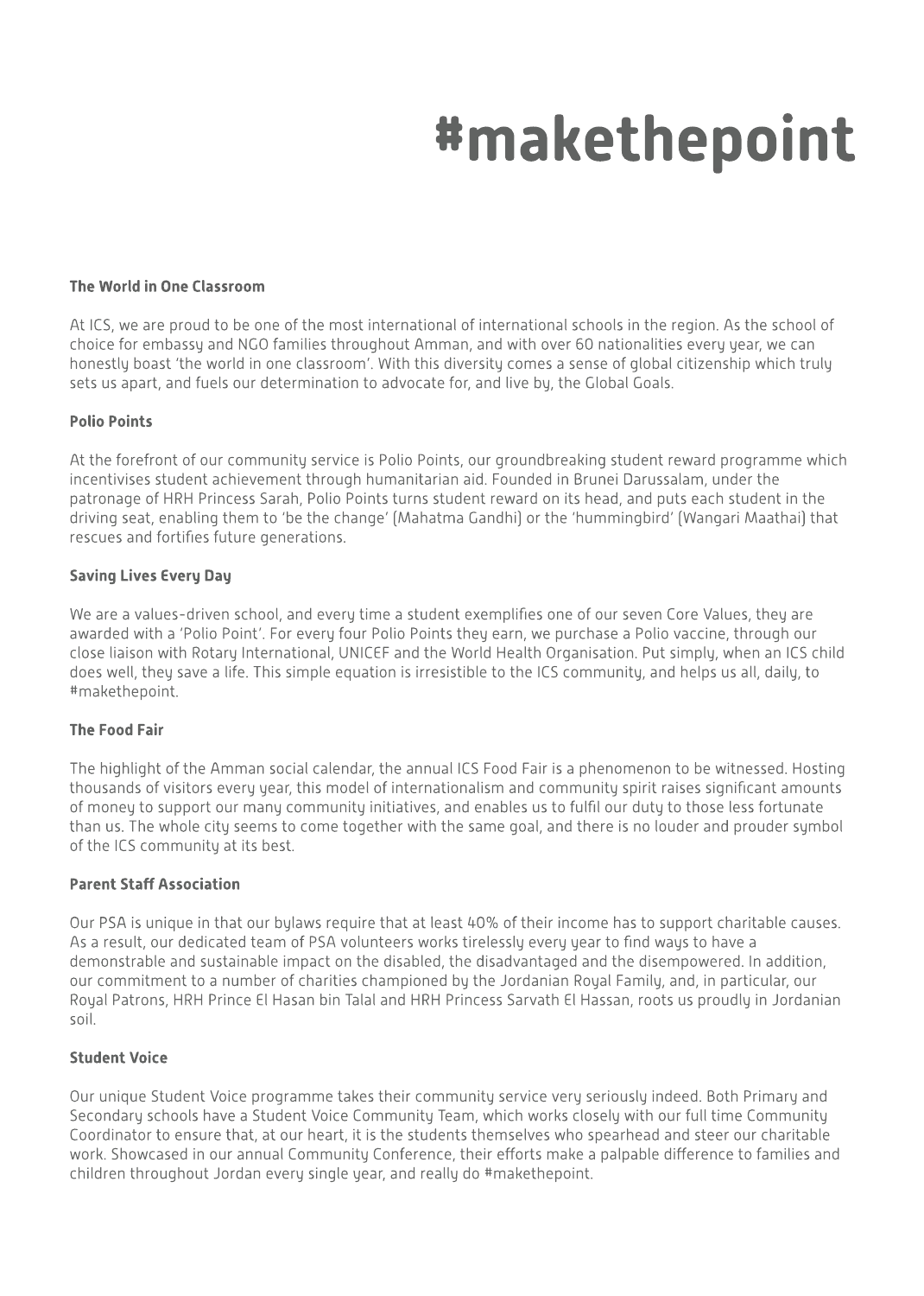# #makethepoint

## The World in One Classroom

At ICS, we are proud to be one of the most international of international schools in the region. As the school of choice for embassy and NGO families throughout Amman, and with over 60 nationalities every year, we can honestly boast 'the world in one classroom'. With this diversity comes a sense of global citizenship which truly sets us apart, and fuels our determination to advocate for, and live by, the Global Goals.

## Polio Points

At the forefront of our community service is Polio Points, our groundbreaking student reward programme which incentivises student achievement through humanitarian aid. Founded in Brunei Darussalam, under the patronage of HRH Princess Sarah, Polio Points turns student reward on its head, and puts each student in the driving seat, enabling them to 'be the change' (Mahatma Gandhi) or the 'hummingbird' (Wangari Maathai) that rescues and fortifies future generations.

## Saving Lives Every Day

We are a values-driven school, and every time a student exemplifies one of our seven Core Values, they are awarded with a 'Polio Point'. For every four Polio Points they earn, we purchase a Polio vaccine, through our close liaison with Rotary International, UNICEF and the World Health Organisation. Put simply, when an ICS child does well, they save a life. This simple equation is irresistible to the ICS community, and helps us all, daily, to #makethepoint.

## The Food Fair

The highlight of the Amman social calendar, the annual ICS Food Fair is a phenomenon to be witnessed. Hosting thousands of visitors every year, this model of internationalism and community spirit raises significant amounts of money to support our many community initiatives, and enables us to fulfil our duty to those less fortunate than us. The whole city seems to come together with the same goal, and there is no louder and prouder symbol of the ICS community at its best.

## Parent Staff Association

Our PSA is unique in that our bylaws require that at least 40% of their income has to support charitable causes. As a result, our dedicated team of PSA volunteers works tirelessly every year to find ways to have a demonstrable and sustainable impact on the disabled, the disadvantaged and the disempowered. In addition, our commitment to a number of charities championed by the Jordanian Royal Family, and, in particular, our Royal Patrons, HRH Prince El Hasan bin Talal and HRH Princess Sarvath El Hassan, roots us proudly in Jordanian soil.

## Student Voice

Our unique Student Voice programme takes their community service very seriously indeed. Both Primary and Secondary schools have a Student Voice Community Team, which works closely with our full time Community Coordinator to ensure that, at our heart, it is the students themselves who spearhead and steer our charitable work. Showcased in our annual Community Conference, their efforts make a palpable difference to families and children throughout Jordan every single year, and really do #makethepoint.